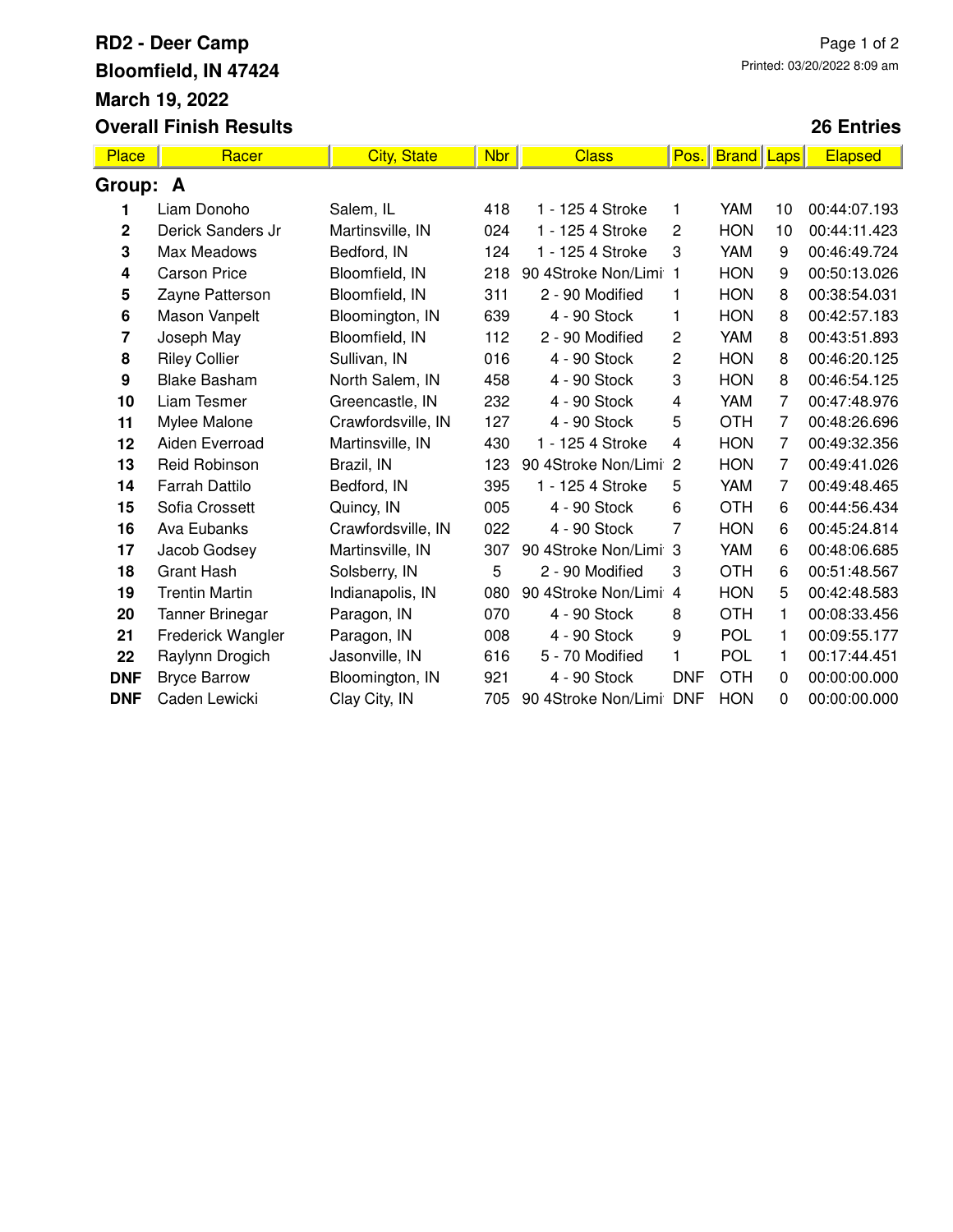# RD2 - Deer Camp

**Bloomfield, IN 47424**

**March 19, 2022**

**Overall Finish Results**

Printed: 03/20/2022 8:09 am

**26 Entries**

| Place | Racer | City, State | Nbr | Class | Pos. | Brand | Laps | Elapsed |
|---|---|---|---|---|---|---|---|---|
| **Group: A** | | | | | | | | |
| **1** | Liam Donoho | Salem, IL | 418 | 1 - 125 4 Stroke | 1 | YAM | 10 | 00:44:07.193 |
| **2** | Derick Sanders Jr | Martinsville, IN | 024 | 1 - 125 4 Stroke | 2 | HON | 10 | 00:44:11.423 |
| **3** | Max Meadows | Bedford, IN | 124 | 1 - 125 4 Stroke | 3 | YAM | 9 | 00:46:49.724 |
| **4** | Carson Price | Bloomfield, IN | 218 | 90 4Stroke Non/Limi | 1 | HON | 9 | 00:50:13.026 |
| **5** | Zayne Patterson | Bloomfield, IN | 311 | 2 - 90 Modified | 1 | HON | 8 | 00:38:54.031 |
| **6** | Mason Vanpelt | Bloomington, IN | 639 | 4 - 90 Stock | 1 | HON | 8 | 00:42:57.183 |
| **7** | Joseph May | Bloomfield, IN | 112 | 2 - 90 Modified | 2 | YAM | 8 | 00:43:51.893 |
| **8** | Riley Collier | Sullivan, IN | 016 | 4 - 90 Stock | 2 | HON | 8 | 00:46:20.125 |
| **9** | Blake Basham | North Salem, IN | 458 | 4 - 90 Stock | 3 | HON | 8 | 00:46:54.125 |
| **10** | Liam Tesmer | Greencastle, IN | 232 | 4 - 90 Stock | 4 | YAM | 7 | 00:47:48.976 |
| **11** | Mylee Malone | Crawfordsville, IN | 127 | 4 - 90 Stock | 5 | OTH | 7 | 00:48:26.696 |
| **12** | Aiden Everroad | Martinsville, IN | 430 | 1 - 125 4 Stroke | 4 | HON | 7 | 00:49:32.356 |
| **13** | Reid Robinson | Brazil, IN | 123 | 90 4Stroke Non/Limi | 2 | HON | 7 | 00:49:41.026 |
| **14** | Farrah Dattilo | Bedford, IN | 395 | 1 - 125 4 Stroke | 5 | YAM | 7 | 00:49:48.465 |
| **15** | Sofia Crossett | Quincy, IN | 005 | 4 - 90 Stock | 6 | OTH | 6 | 00:44:56.434 |
| **16** | Ava Eubanks | Crawfordsville, IN | 022 | 4 - 90 Stock | 7 | HON | 6 | 00:45:24.814 |
| **17** | Jacob Godsey | Martinsville, IN | 307 | 90 4Stroke Non/Limi | 3 | YAM | 6 | 00:48:06.685 |
| **18** | Grant Hash | Solsberry, IN | 5 | 2 - 90 Modified | 3 | OTH | 6 | 00:51:48.567 |
| **19** | Trentin Martin | Indianapolis, IN | 080 | 90 4Stroke Non/Limi | 4 | HON | 5 | 00:42:48.583 |
| **20** | Tanner Brinegar | Paragon, IN | 070 | 4 - 90 Stock | 8 | OTH | 1 | 00:08:33.456 |
| **21** | Frederick Wangler | Paragon, IN | 008 | 4 - 90 Stock | 9 | POL | 1 | 00:09:55.177 |
| **22** | Raylynn Drogich | Jasonville, IN | 616 | 5 - 70 Modified | 1 | POL | 1 | 00:17:44.451 |
| **DNF** | Bryce Barrow | Bloomington, IN | 921 | 4 - 90 Stock | DNF | OTH | 0 | 00:00:00.000 |
| **DNF** | Caden Lewicki | Clay City, IN | 705 | 90 4Stroke Non/Limi | DNF | HON | 0 | 00:00:00.000 |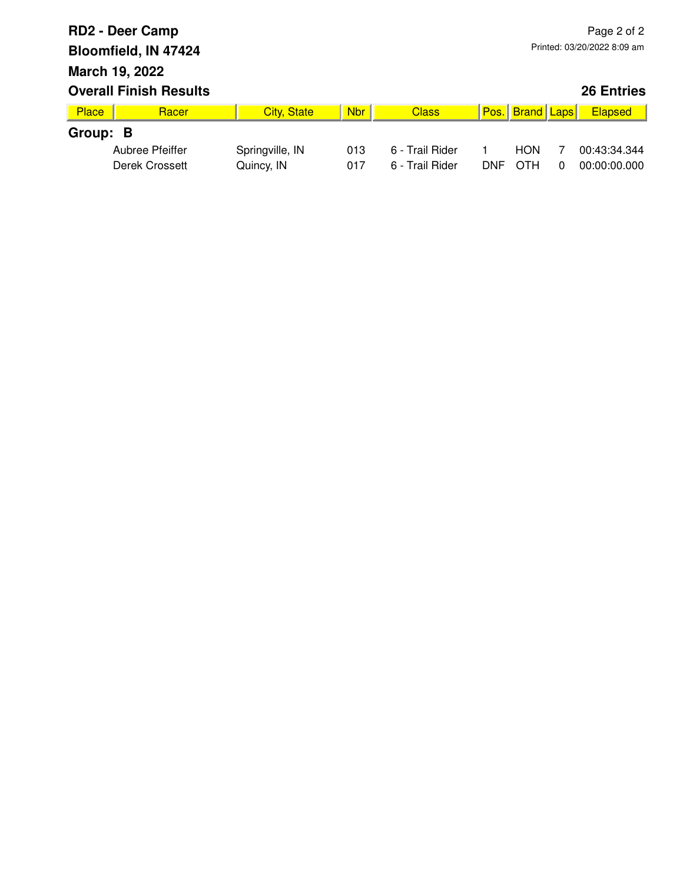# RD2 - Deer Camp

## Bloomfield, IN 47424

## March 19, 2022

## Overall Finish Results

**26 Entries**

| Place | Racer | City, State | Nbr | Class | Pos. | Brand | Laps | Elapsed |
|---|---|---|---|---|---|---|---|---|
| **Group: B** | | | | | | | | |
| | Aubree Pfeiffer | Springville, IN | 013 | 6 - Trail Rider | 1 | HON | 7 | 00:43:34.344 |
| | Derek Crossett | Quincy, IN | 017 | 6 - Trail Rider | DNF | OTH | 0 | 00:00:00.000 |